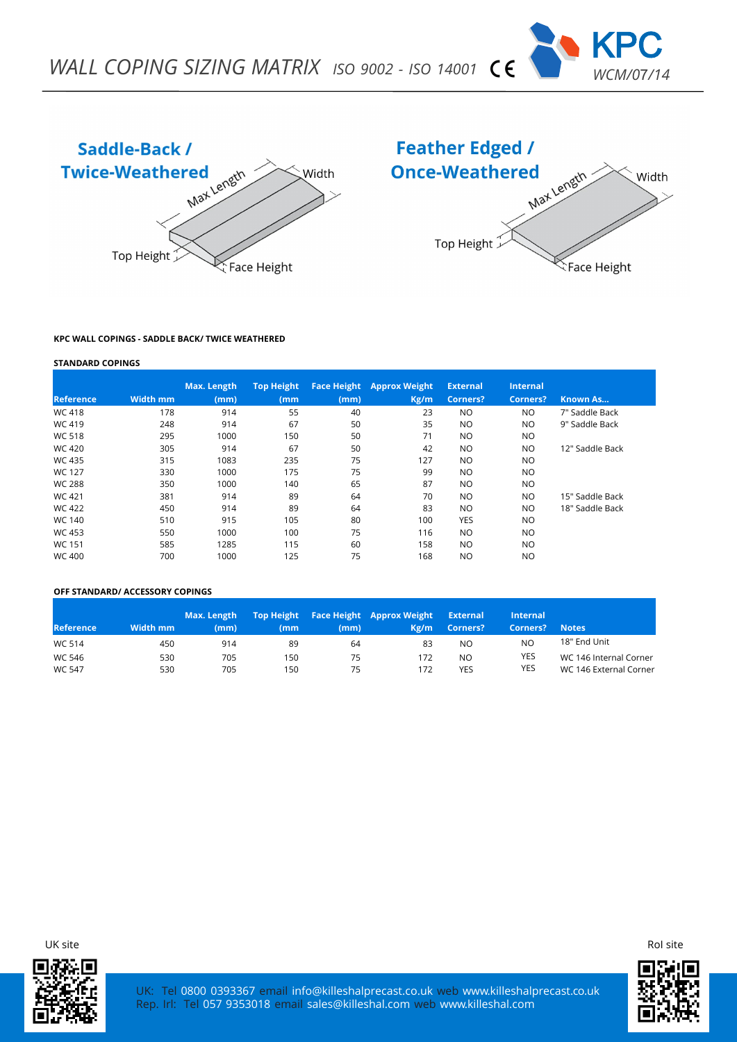# WALL COPING SIZING MATRIX *ISO 9002 - ISO 14001*

KPC

*WCM/07/14*

## Saddle-Back / Twice-Weathered

Max Length, Width, Top Height, Face Height

## Feather Edged / Once-Weathered

Max Length, Width, Top Height, Face Height

### KPC WALL COPINGS - SADDLE BACK/ TWICE WEATHERED

#### STANDARD COPINGS

| Reference | Width mm | Max. Length (mm) | Top Height (mm | Face Height (mm) | Approx Weight Kg/m | External Corners? | Internal Corners? | Known As... |
|---|---|---|---|---|---|---|---|---|
| WC 418 | 178 | 914 | 55 | 40 | 23 | NO | NO | 7" Saddle Back |
| WC 419 | 248 | 914 | 67 | 50 | 35 | NO | NO | 9" Saddle Back |
| WC 518 | 295 | 1000 | 150 | 50 | 71 | NO | NO | |
| WC 420 | 305 | 914 | 67 | 50 | 42 | NO | NO | 12" Saddle Back |
| WC 435 | 315 | 1083 | 235 | 75 | 127 | NO | NO | |
| WC 127 | 330 | 1000 | 175 | 75 | 99 | NO | NO | |
| WC 288 | 350 | 1000 | 140 | 65 | 87 | NO | NO | |
| WC 421 | 381 | 914 | 89 | 64 | 70 | NO | NO | 15" Saddle Back |
| WC 422 | 450 | 914 | 89 | 64 | 83 | NO | NO | 18" Saddle Back |
| WC 140 | 510 | 915 | 105 | 80 | 100 | YES | NO | |
| WC 453 | 550 | 1000 | 100 | 75 | 116 | NO | NO | |
| WC 151 | 585 | 1285 | 115 | 60 | 158 | NO | NO | |
| WC 400 | 700 | 1000 | 125 | 75 | 168 | NO | NO | |

#### OFF STANDARD/ ACCESSORY COPINGS

| Reference | Width mm | Max. Length (mm) | Top Height (mm | Face Height (mm) | Approx Weight Kg/m | External Corners? | Internal Corners? | Notes |
|---|---|---|---|---|---|---|---|---|
| WC 514 | 450 | 914 | 89 | 64 | 83 | NO | NO | 18" End Unit |
| WC 546 | 530 | 705 | 150 | 75 | 172 | NO | YES | WC 146 Internal Corner |
| WC 547 | 530 | 705 | 150 | 75 | 172 | YES | YES | WC 146 External Corner |

UK site

RoI site

UK: Tel 0800 0393367 email info@killeshalprecast.co.uk web www.killeshalprecast.co.uk
Rep. Irl: Tel 057 9353018 email sales@killeshal.com web www.killeshal.com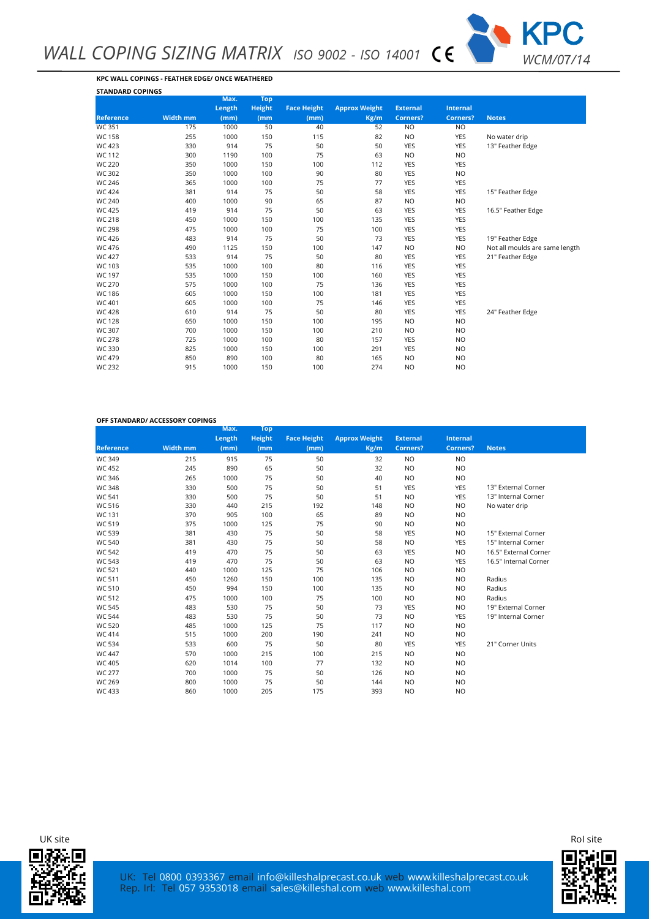# WALL COPING SIZING MATRIX *ISO 9002 - ISO 14001*

KPC

*WCM/07/14*

**KPC WALL COPINGS - FEATHER EDGE/ ONCE WEATHERED**

**STANDARD COPINGS**

| Reference | Width mm | Max. Length (mm) | Top Height (mm | Face Height (mm) | Approx Weight Kg/m | External Corners? | Internal Corners? | Notes |
|---|---|---|---|---|---|---|---|---|
| WC 351 | 175 | 1000 | 50 | 40 | 52 | NO | NO | |
| WC 158 | 255 | 1000 | 150 | 115 | 82 | NO | YES | No water drip |
| WC 423 | 330 | 914 | 75 | 50 | 50 | YES | YES | 13" Feather Edge |
| WC 112 | 300 | 1190 | 100 | 75 | 63 | NO | NO | |
| WC 220 | 350 | 1000 | 150 | 100 | 112 | YES | YES | |
| WC 302 | 350 | 1000 | 100 | 90 | 80 | YES | NO | |
| WC 246 | 365 | 1000 | 100 | 75 | 77 | YES | YES | |
| WC 424 | 381 | 914 | 75 | 50 | 58 | YES | YES | 15" Feather Edge |
| WC 240 | 400 | 1000 | 90 | 65 | 87 | NO | NO | |
| WC 425 | 419 | 914 | 75 | 50 | 63 | YES | YES | 16.5" Feather Edge |
| WC 218 | 450 | 1000 | 150 | 100 | 135 | YES | YES | |
| WC 298 | 475 | 1000 | 100 | 75 | 100 | YES | YES | |
| WC 426 | 483 | 914 | 75 | 50 | 73 | YES | YES | 19" Feather Edge |
| WC 476 | 490 | 1125 | 150 | 100 | 147 | NO | NO | Not all moulds are same length |
| WC 427 | 533 | 914 | 75 | 50 | 80 | YES | YES | 21" Feather Edge |
| WC 103 | 535 | 1000 | 100 | 80 | 116 | YES | YES | |
| WC 197 | 535 | 1000 | 150 | 100 | 160 | YES | YES | |
| WC 270 | 575 | 1000 | 100 | 75 | 136 | YES | YES | |
| WC 186 | 605 | 1000 | 150 | 100 | 181 | YES | YES | |
| WC 401 | 605 | 1000 | 100 | 75 | 146 | YES | YES | |
| WC 428 | 610 | 914 | 75 | 50 | 80 | YES | YES | 24" Feather Edge |
| WC 128 | 650 | 1000 | 150 | 100 | 195 | NO | NO | |
| WC 307 | 700 | 1000 | 150 | 100 | 210 | NO | NO | |
| WC 278 | 725 | 1000 | 100 | 80 | 157 | YES | NO | |
| WC 330 | 825 | 1000 | 150 | 100 | 291 | YES | NO | |
| WC 479 | 850 | 890 | 100 | 80 | 165 | NO | NO | |
| WC 232 | 915 | 1000 | 150 | 100 | 274 | NO | NO | |

**OFF STANDARD/ ACCESSORY COPINGS**

| Reference | Width mm | Max. Length (mm) | Top Height (mm | Face Height (mm) | Approx Weight Kg/m | External Corners? | Internal Corners? | Notes |
|---|---|---|---|---|---|---|---|---|
| WC 349 | 215 | 915 | 75 | 50 | 32 | NO | NO | |
| WC 452 | 245 | 890 | 65 | 50 | 32 | NO | NO | |
| WC 346 | 265 | 1000 | 75 | 50 | 40 | NO | NO | |
| WC 348 | 330 | 500 | 75 | 50 | 51 | YES | YES | 13" External Corner |
| WC 541 | 330 | 500 | 75 | 50 | 51 | NO | YES | 13" Internal Corner |
| WC 516 | 330 | 440 | 215 | 192 | 148 | NO | NO | No water drip |
| WC 131 | 370 | 905 | 100 | 65 | 89 | NO | NO | |
| WC 519 | 375 | 1000 | 125 | 75 | 90 | NO | NO | |
| WC 539 | 381 | 430 | 75 | 50 | 58 | YES | NO | 15" External Corner |
| WC 540 | 381 | 430 | 75 | 50 | 58 | NO | YES | 15" Internal Corner |
| WC 542 | 419 | 470 | 75 | 50 | 63 | YES | NO | 16.5" External Corner |
| WC 543 | 419 | 470 | 75 | 50 | 63 | NO | YES | 16.5" Internal Corner |
| WC 521 | 440 | 1000 | 125 | 75 | 106 | NO | NO | |
| WC 511 | 450 | 1260 | 150 | 100 | 135 | NO | NO | Radius |
| WC 510 | 450 | 994 | 150 | 100 | 135 | NO | NO | Radius |
| WC 512 | 475 | 1000 | 100 | 75 | 100 | NO | NO | Radius |
| WC 545 | 483 | 530 | 75 | 50 | 73 | YES | NO | 19" External Corner |
| WC 544 | 483 | 530 | 75 | 50 | 73 | NO | YES | 19" Internal Corner |
| WC 520 | 485 | 1000 | 125 | 75 | 117 | NO | NO | |
| WC 414 | 515 | 1000 | 200 | 190 | 241 | NO | NO | |
| WC 534 | 533 | 600 | 75 | 50 | 80 | YES | YES | 21" Corner Units |
| WC 447 | 570 | 1000 | 215 | 100 | 215 | NO | NO | |
| WC 405 | 620 | 1014 | 100 | 77 | 132 | NO | NO | |
| WC 277 | 700 | 1000 | 75 | 50 | 126 | NO | NO | |
| WC 269 | 800 | 1000 | 75 | 50 | 144 | NO | NO | |
| WC 433 | 860 | 1000 | 205 | 175 | 393 | NO | NO | |

UK site

RoI site

UK: Tel 0800 0393367 email info@killeshalprecast.co.uk web www.killeshalprecast.co.uk
Rep. Irl: Tel 057 9353018 email sales@killeshal.com web www.killeshal.com